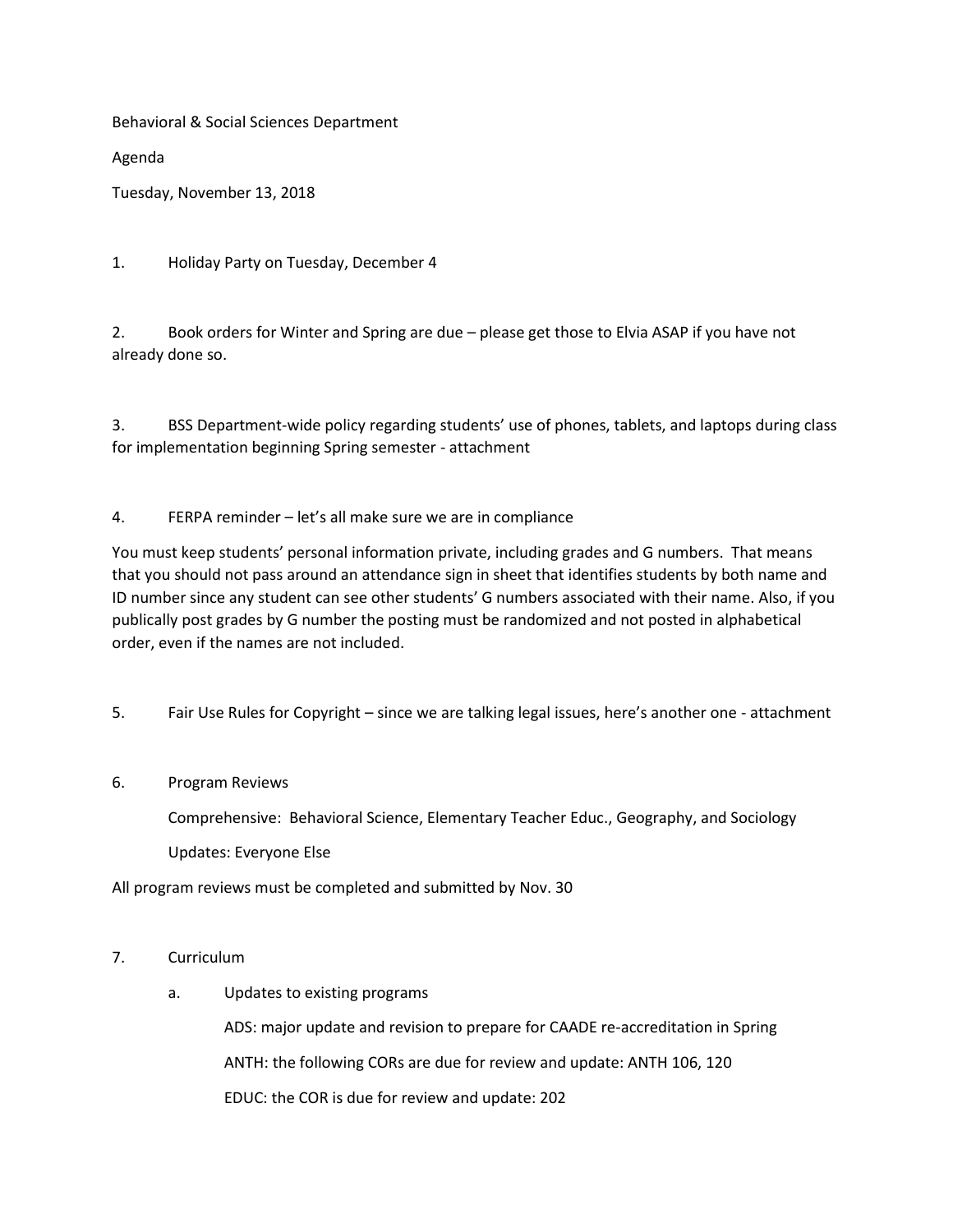Behavioral & Social Sciences Department

Agenda

Tuesday, November 13, 2018

1. Holiday Party on Tuesday, December 4

2. Book orders for Winter and Spring are due – please get those to Elvia ASAP if you have not already done so.

3. BSS Department-wide policy regarding students' use of phones, tablets, and laptops during class for implementation beginning Spring semester - attachment

4. FERPA reminder – let's all make sure we are in compliance

You must keep students' personal information private, including grades and G numbers. That means that you should not pass around an attendance sign in sheet that identifies students by both name and ID number since any student can see other students' G numbers associated with their name. Also, if you publically post grades by G number the posting must be randomized and not posted in alphabetical order, even if the names are not included.

5. Fair Use Rules for Copyright – since we are talking legal issues, here's another one - attachment

6. Program Reviews

   Comprehensive: Behavioral Science, Elementary Teacher Educ., Geography, and Sociology

   Updates: Everyone Else

All program reviews must be completed and submitted by Nov. 30

7. Curriculum

   a. Updates to existing programs

      ADS: major update and revision to prepare for CAADE re-accreditation in Spring

      ANTH: the following CORs are due for review and update: ANTH 106, 120

      EDUC: the COR is due for review and update: 202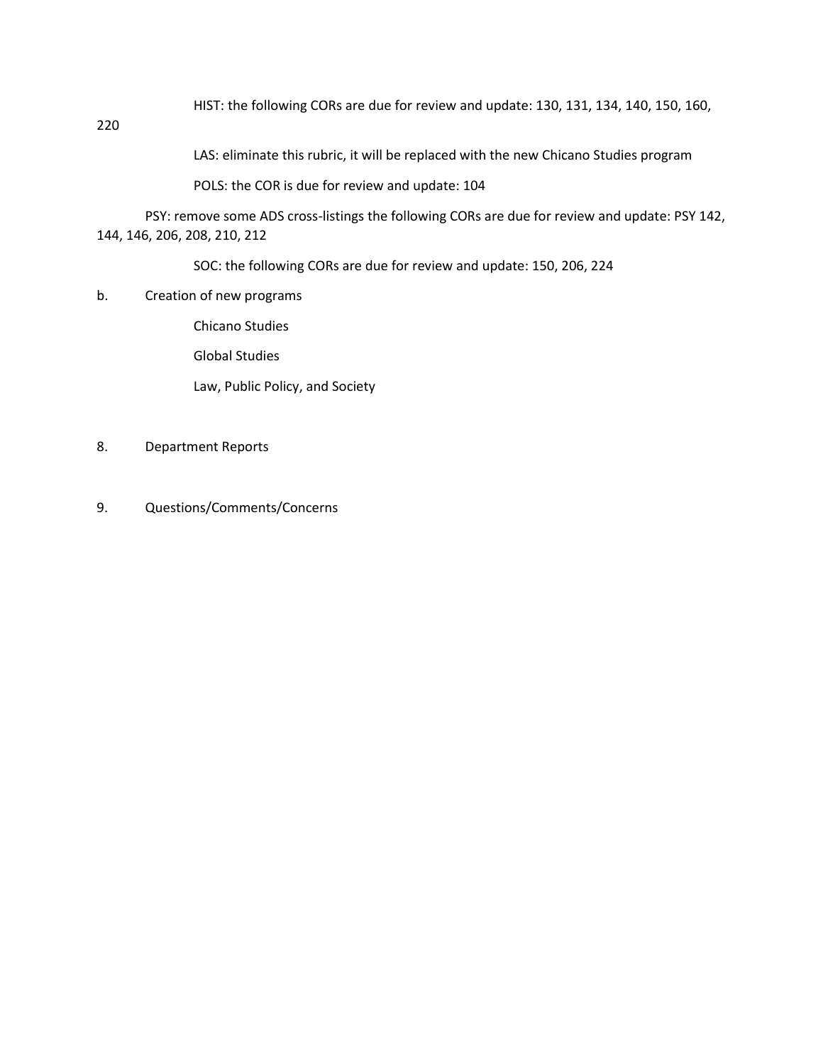HIST: the following CORs are due for review and update: 130, 131, 134, 140, 150, 160, 220

LAS: eliminate this rubric, it will be replaced with the new Chicano Studies program

POLS: the COR is due for review and update: 104

PSY: remove some ADS cross-listings the following CORs are due for review and update: PSY 142, 144, 146, 206, 208, 210, 212

SOC: the following CORs are due for review and update: 150, 206, 224

b. Creation of new programs

Chicano Studies

Global Studies

Law, Public Policy, and Society

8. Department Reports

9. Questions/Comments/Concerns